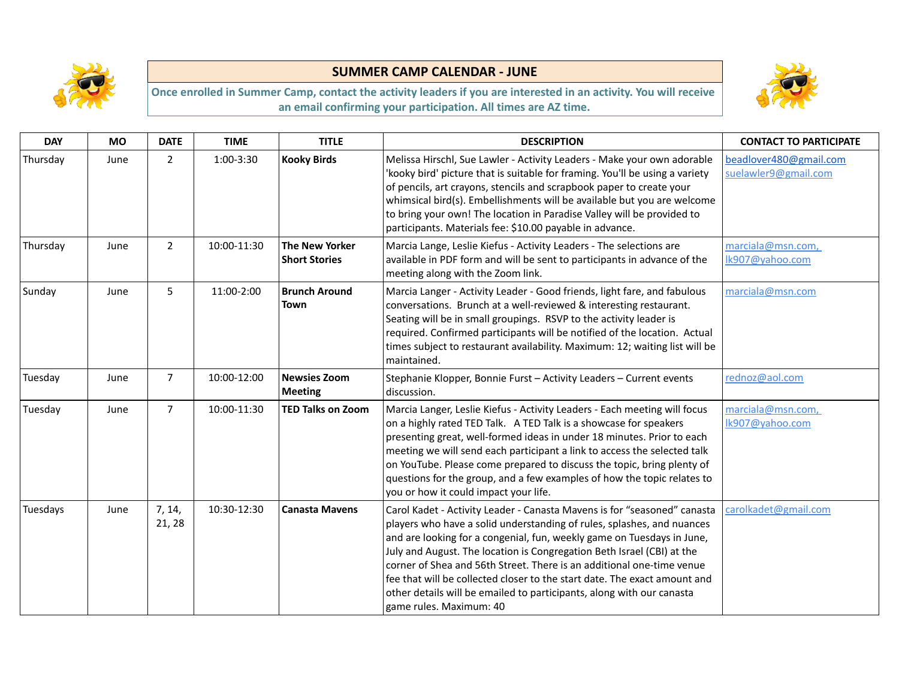# SUMMER CAMP CALENDAR - JUNE

**Once enrolled in Summer Camp, contact the activity leaders if you are interested in an activity. You will receive an email confirming your participation. All times are AZ time.**

| DAY | MO | DATE | TIME | TITLE | DESCRIPTION | CONTACT TO PARTICIPATE |
|---|---|---|---|---|---|---|
| Thursday | June | 2 | 1:00-3:30 | **Kooky Birds** | Melissa Hirschl, Sue Lawler - Activity Leaders - Make your own adorable 'kooky bird' picture that is suitable for framing. You'll be using a variety of pencils, art crayons, stencils and scrapbook paper to create your whimsical bird(s). Embellishments will be available but you are welcome to bring your own! The location in Paradise Valley will be provided to participants. Materials fee: $10.00 payable in advance. | beadlover480@gmail.com suelawler9@gmail.com |
| Thursday | June | 2 | 10:00-11:30 | **The New Yorker Short Stories** | Marcia Lange, Leslie Kiefus - Activity Leaders - The selections are available in PDF form and will be sent to participants in advance of the meeting along with the Zoom link. | marciala@msn.com, lk907@yahoo.com |
| Sunday | June | 5 | 11:00-2:00 | **Brunch Around Town** | Marcia Langer - Activity Leader - Good friends, light fare, and fabulous conversations. Brunch at a well-reviewed & interesting restaurant. Seating will be in small groupings. RSVP to the activity leader is required. Confirmed participants will be notified of the location. Actual times subject to restaurant availability. Maximum: 12; waiting list will be maintained. | marciala@msn.com |
| Tuesday | June | 7 | 10:00-12:00 | **Newsies Zoom Meeting** | Stephanie Klopper, Bonnie Furst – Activity Leaders – Current events discussion. | rednoz@aol.com |
| Tuesday | June | 7 | 10:00-11:30 | **TED Talks on Zoom** | Marcia Langer, Leslie Kiefus - Activity Leaders - Each meeting will focus on a highly rated TED Talk. A TED Talk is a showcase for speakers presenting great, well-formed ideas in under 18 minutes. Prior to each meeting we will send each participant a link to access the selected talk on YouTube. Please come prepared to discuss the topic, bring plenty of questions for the group, and a few examples of how the topic relates to you or how it could impact your life. | marciala@msn.com, lk907@yahoo.com |
| Tuesdays | June | 7, 14, 21, 28 | 10:30-12:30 | **Canasta Mavens** | Carol Kadet - Activity Leader - Canasta Mavens is for "seasoned" canasta players who have a solid understanding of rules, splashes, and nuances and are looking for a congenial, fun, weekly game on Tuesdays in June, July and August. The location is Congregation Beth Israel (CBI) at the corner of Shea and 56th Street. There is an additional one-time venue fee that will be collected closer to the start date. The exact amount and other details will be emailed to participants, along with our canasta game rules. Maximum: 40 | carolkadet@gmail.com |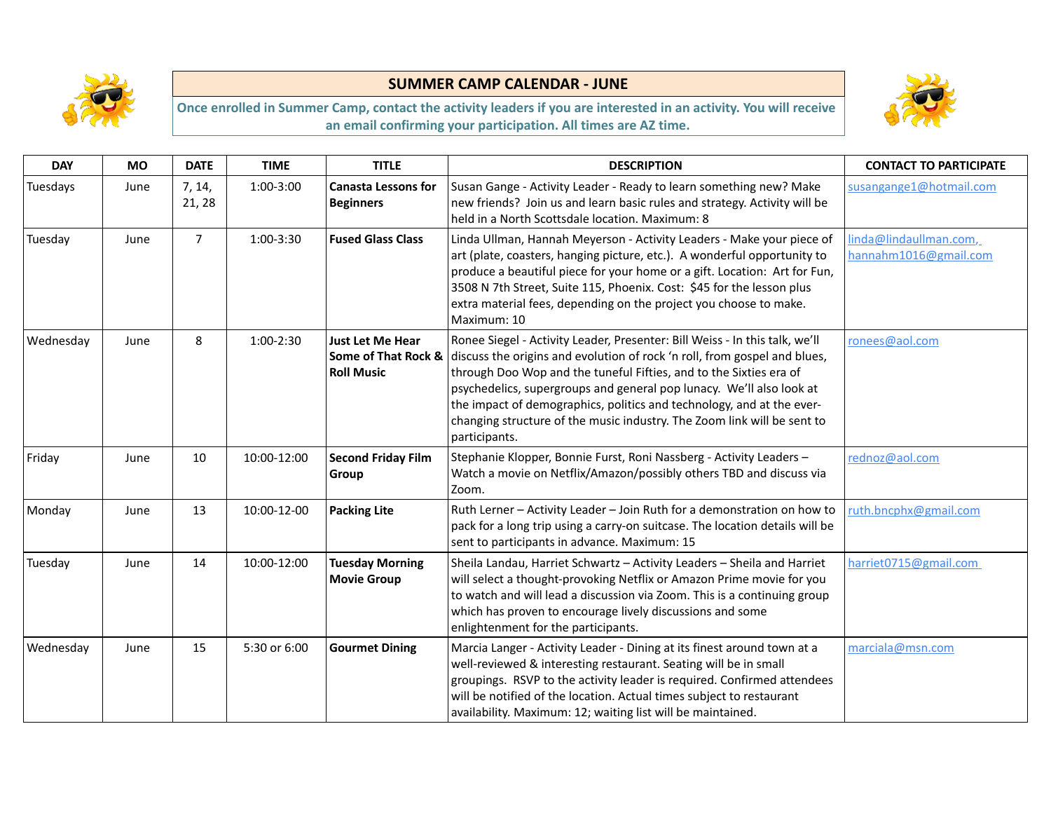## SUMMER CAMP CALENDAR - JUNE

**Once enrolled in Summer Camp, contact the activity leaders if you are interested in an activity. You will receive an email confirming your participation. All times are AZ time.**

| DAY | MO | DATE | TIME | TITLE | DESCRIPTION | CONTACT TO PARTICIPATE |
|---|---|---|---|---|---|---|
| Tuesdays | June | 7, 14, 21, 28 | 1:00-3:00 | **Canasta Lessons for Beginners** | Susan Gange - Activity Leader - Ready to learn something new? Make new friends? Join us and learn basic rules and strategy. Activity will be held in a North Scottsdale location. Maximum: 8 | susangange1@hotmail.com |
| Tuesday | June | 7 | 1:00-3:30 | **Fused Glass Class** | Linda Ullman, Hannah Meyerson - Activity Leaders - Make your piece of art (plate, coasters, hanging picture, etc.). A wonderful opportunity to produce a beautiful piece for your home or a gift. Location: Art for Fun, 3508 N 7th Street, Suite 115, Phoenix. Cost: $45 for the lesson plus extra material fees, depending on the project you choose to make. Maximum: 10 | linda@lindaullman.com, hannahm1016@gmail.com |
| Wednesday | June | 8 | 1:00-2:30 | **Just Let Me Hear Some of That Rock & Roll Music** | Ronee Siegel - Activity Leader, Presenter: Bill Weiss - In this talk, we'll discuss the origins and evolution of rock 'n roll, from gospel and blues, through Doo Wop and the tuneful Fifties, and to the Sixties era of psychedelics, supergroups and general pop lunacy. We'll also look at the impact of demographics, politics and technology, and at the ever-changing structure of the music industry. The Zoom link will be sent to participants. | ronees@aol.com |
| Friday | June | 10 | 10:00-12:00 | **Second Friday Film Group** | Stephanie Klopper, Bonnie Furst, Roni Nassberg - Activity Leaders – Watch a movie on Netflix/Amazon/possibly others TBD and discuss via Zoom. | rednoz@aol.com |
| Monday | June | 13 | 10:00-12-00 | **Packing Lite** | Ruth Lerner – Activity Leader – Join Ruth for a demonstration on how to pack for a long trip using a carry-on suitcase. The location details will be sent to participants in advance. Maximum: 15 | ruth.bncphx@gmail.com |
| Tuesday | June | 14 | 10:00-12:00 | **Tuesday Morning Movie Group** | Sheila Landau, Harriet Schwartz – Activity Leaders – Sheila and Harriet will select a thought-provoking Netflix or Amazon Prime movie for you to watch and will lead a discussion via Zoom. This is a continuing group which has proven to encourage lively discussions and some enlightenment for the participants. | harriet0715@gmail.com |
| Wednesday | June | 15 | 5:30 or 6:00 | **Gourmet Dining** | Marcia Langer - Activity Leader - Dining at its finest around town at a well-reviewed & interesting restaurant. Seating will be in small groupings. RSVP to the activity leader is required. Confirmed attendees will be notified of the location. Actual times subject to restaurant availability. Maximum: 12; waiting list will be maintained. | marciala@msn.com |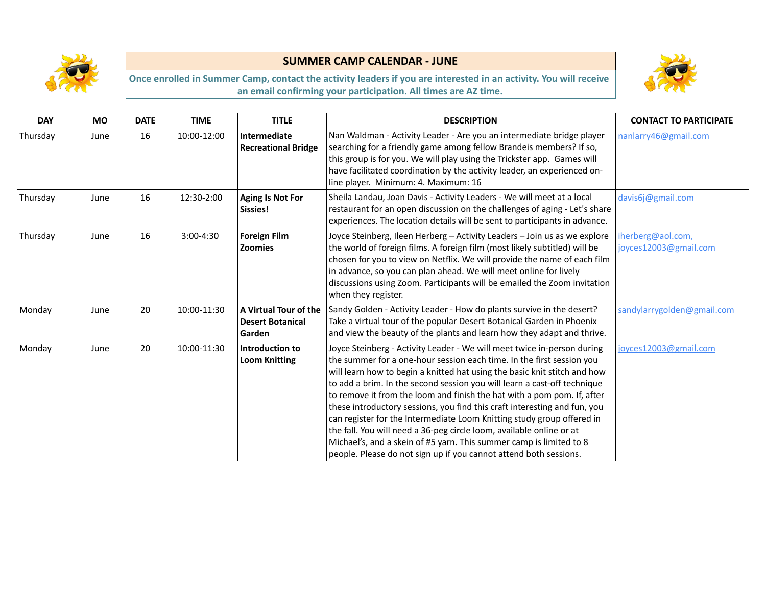## SUMMER CAMP CALENDAR - JUNE

**Once enrolled in Summer Camp, contact the activity leaders if you are interested in an activity. You will receive an email confirming your participation. All times are AZ time.**

| DAY | MO | DATE | TIME | TITLE | DESCRIPTION | CONTACT TO PARTICIPATE |
|---|---|---|---|---|---|---|
| Thursday | June | 16 | 10:00-12:00 | **Intermediate Recreational Bridge** | Nan Waldman - Activity Leader - Are you an intermediate bridge player searching for a friendly game among fellow Brandeis members? If so, this group is for you. We will play using the Trickster app. Games will have facilitated coordination by the activity leader, an experienced on-line player. Minimum: 4. Maximum: 16 | nanlarry46@gmail.com |
| Thursday | June | 16 | 12:30-2:00 | **Aging Is Not For Sissies!** | Sheila Landau, Joan Davis - Activity Leaders - We will meet at a local restaurant for an open discussion on the challenges of aging - Let's share experiences. The location details will be sent to participants in advance. | davis6j@gmail.com |
| Thursday | June | 16 | 3:00-4:30 | **Foreign Film Zoomies** | Joyce Steinberg, Ileen Herberg – Activity Leaders – Join us as we explore the world of foreign films. A foreign film (most likely subtitled) will be chosen for you to view on Netflix. We will provide the name of each film in advance, so you can plan ahead. We will meet online for lively discussions using Zoom. Participants will be emailed the Zoom invitation when they register. | iherberg@aol.com, joyces12003@gmail.com |
| Monday | June | 20 | 10:00-11:30 | **A Virtual Tour of the Desert Botanical Garden** | Sandy Golden - Activity Leader - How do plants survive in the desert? Take a virtual tour of the popular Desert Botanical Garden in Phoenix and view the beauty of the plants and learn how they adapt and thrive. | sandylarrygolden@gmail.com |
| Monday | June | 20 | 10:00-11:30 | **Introduction to Loom Knitting** | Joyce Steinberg - Activity Leader - We will meet twice in-person during the summer for a one-hour session each time. In the first session you will learn how to begin a knitted hat using the basic knit stitch and how to add a brim. In the second session you will learn a cast-off technique to remove it from the loom and finish the hat with a pom pom. If, after these introductory sessions, you find this craft interesting and fun, you can register for the Intermediate Loom Knitting study group offered in the fall. You will need a 36-peg circle loom, available online or at Michael's, and a skein of #5 yarn. This summer camp is limited to 8 people. Please do not sign up if you cannot attend both sessions. | joyces12003@gmail.com |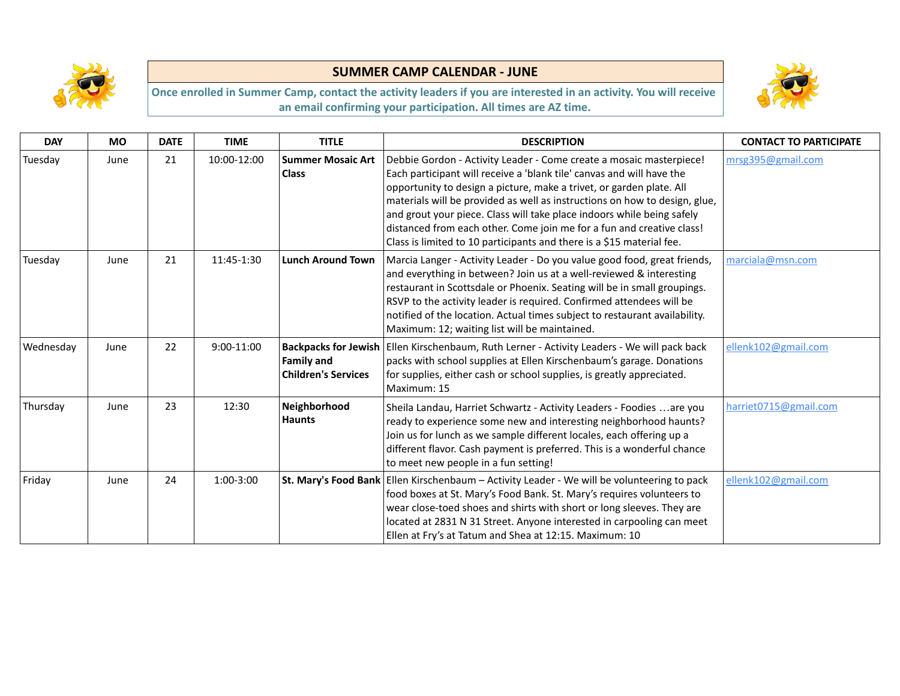# SUMMER CAMP CALENDAR - JUNE

**Once enrolled in Summer Camp, contact the activity leaders if you are interested in an activity. You will receive an email confirming your participation. All times are AZ time.**

| DAY | MO | DATE | TIME | TITLE | DESCRIPTION | CONTACT TO PARTICIPATE |
|---|---|---|---|---|---|---|
| Tuesday | June | 21 | 10:00-12:00 | **Summer Mosaic Art Class** | Debbie Gordon - Activity Leader - Come create a mosaic masterpiece! Each participant will receive a 'blank tile' canvas and will have the opportunity to design a picture, make a trivet, or garden plate. All materials will be provided as well as instructions on how to design, glue, and grout your piece. Class will take place indoors while being safely distanced from each other. Come join me for a fun and creative class! Class is limited to 10 participants and there is a $15 material fee. | mrsg395@gmail.com |
| Tuesday | June | 21 | 11:45-1:30 | **Lunch Around Town** | Marcia Langer - Activity Leader - Do you value good food, great friends, and everything in between? Join us at a well-reviewed & interesting restaurant in Scottsdale or Phoenix. Seating will be in small groupings. RSVP to the activity leader is required. Confirmed attendees will be notified of the location. Actual times subject to restaurant availability. Maximum: 12; waiting list will be maintained. | marciala@msn.com |
| Wednesday | June | 22 | 9:00-11:00 | **Backpacks for Jewish Family and Children's Services** | Ellen Kirschenbaum, Ruth Lerner - Activity Leaders - We will pack back packs with school supplies at Ellen Kirschenbaum's garage. Donations for supplies, either cash or school supplies, is greatly appreciated. Maximum: 15 | ellenk102@gmail.com |
| Thursday | June | 23 | 12:30 | **Neighborhood Haunts** | Sheila Landau, Harriet Schwartz - Activity Leaders - Foodies …are you ready to experience some new and interesting neighborhood haunts? Join us for lunch as we sample different locales, each offering up a different flavor. Cash payment is preferred. This is a wonderful chance to meet new people in a fun setting! | harriet0715@gmail.com |
| Friday | June | 24 | 1:00-3:00 | **St. Mary's Food Bank** | Ellen Kirschenbaum – Activity Leader - We will be volunteering to pack food boxes at St. Mary's Food Bank. St. Mary's requires volunteers to wear close-toed shoes and shirts with short or long sleeves. They are located at 2831 N 31 Street. Anyone interested in carpooling can meet Ellen at Fry's at Tatum and Shea at 12:15. Maximum: 10 | ellenk102@gmail.com |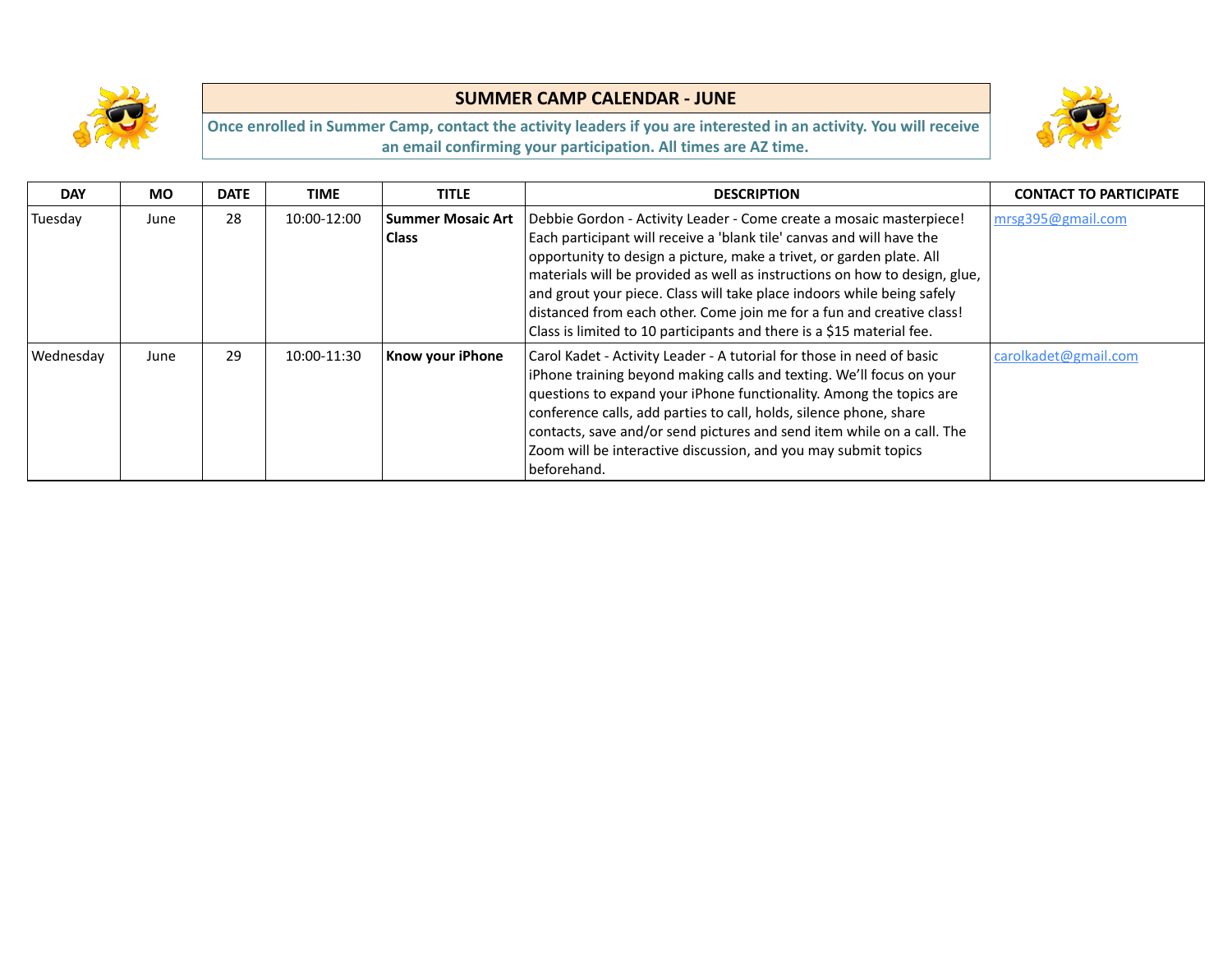# SUMMER CAMP CALENDAR - JUNE

**Once enrolled in Summer Camp, contact the activity leaders if you are interested in an activity. You will receive an email confirming your participation. All times are AZ time.**

| DAY | MO | DATE | TIME | TITLE | DESCRIPTION | CONTACT TO PARTICIPATE |
|---|---|---|---|---|---|---|
| Tuesday | June | 28 | 10:00-12:00 | **Summer Mosaic Art Class** | Debbie Gordon - Activity Leader - Come create a mosaic masterpiece! Each participant will receive a 'blank tile' canvas and will have the opportunity to design a picture, make a trivet, or garden plate. All materials will be provided as well as instructions on how to design, glue, and grout your piece. Class will take place indoors while being safely distanced from each other. Come join me for a fun and creative class! Class is limited to 10 participants and there is a $15 material fee. | mrsg395@gmail.com |
| Wednesday | June | 29 | 10:00-11:30 | **Know your iPhone** | Carol Kadet - Activity Leader - A tutorial for those in need of basic iPhone training beyond making calls and texting. We'll focus on your questions to expand your iPhone functionality. Among the topics are conference calls, add parties to call, holds, silence phone, share contacts, save and/or send pictures and send item while on a call. The Zoom will be interactive discussion, and you may submit topics beforehand. | carolkadet@gmail.com |